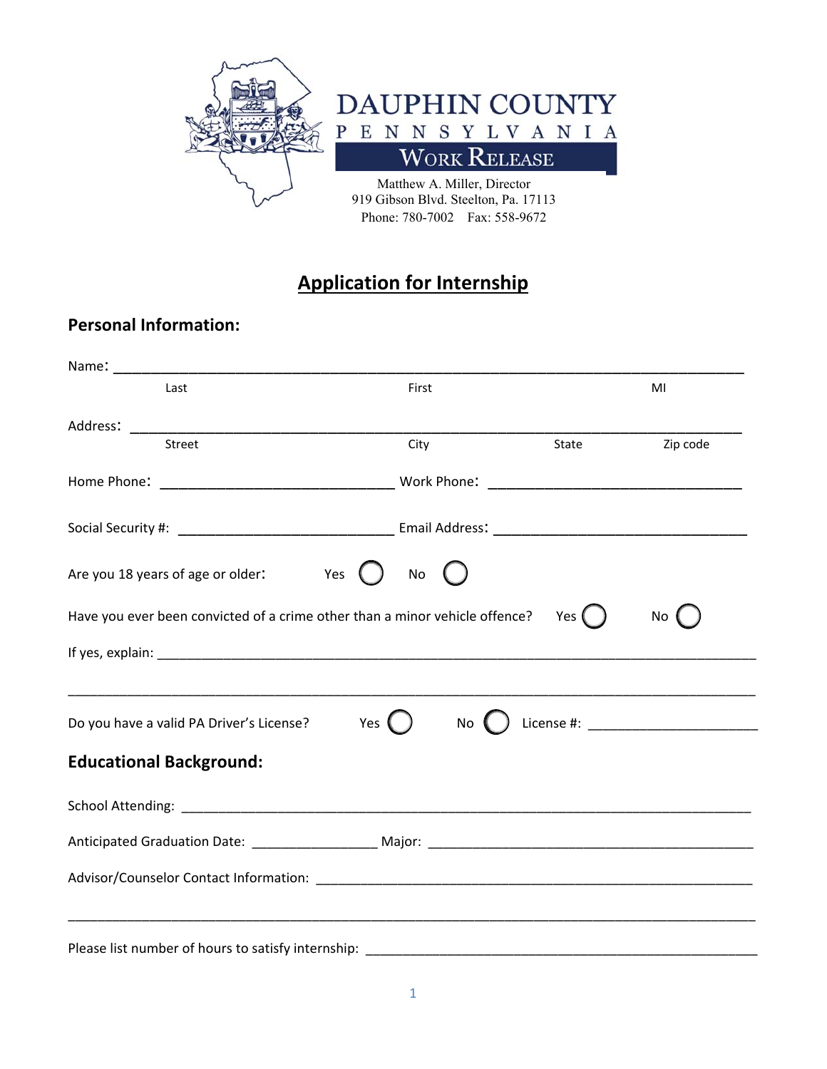# DAUPHIN COUNTY

PENNSYLVANIA

WORK RELEASE

Matthew A. Miller, Director
919 Gibson Blvd. Steelton, Pa. 17113
Phone: 780-7002 Fax: 558-9672

## Application for Internship

### Personal Information:

Name: ______________________________________________________________________________
Last First MI

Address: ____________________________________________________________________________
Street City State Zip code

Home Phone: _____________________________ Work Phone: _______________________________

Social Security #: ___________________________ Email Address: ____________________________

Are you 18 years of age or older: Yes ◯ No ◯

Have you ever been convicted of a crime other than a minor vehicle offence? Yes ◯ No ◯

If yes, explain: _______________________________________________________________________

_________________________________________________________________________________

Do you have a valid PA Driver's License? Yes ◯ No ◯ License #: _____________________

### Educational Background:

School Attending: _____________________________________________________________________

Anticipated Graduation Date: _______________ Major: ________________________________________

Advisor/Counselor Contact Information: _____________________________________________________

_________________________________________________________________________________

Please list number of hours to satisfy internship: __________________________________________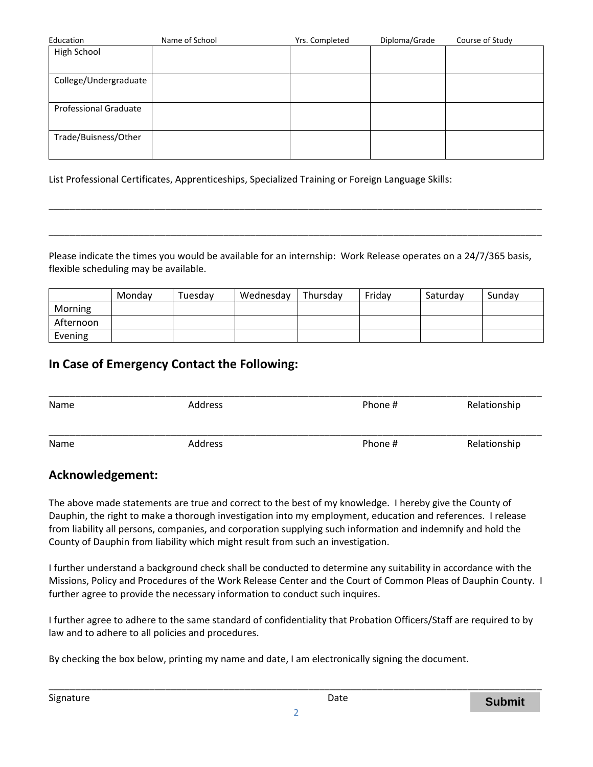| Education | Name of School | Yrs. Completed | Diploma/Grade | Course of Study |
|---|---|---|---|---|
| High School | | | | |
| College/Undergraduate | | | | |
| Professional Graduate | | | | |
| Trade/Buisness/Other | | | | |

List Professional Certificates, Apprenticeships, Specialized Training or Foreign Language Skills:

______________________________________________________________________________________________

______________________________________________________________________________________________

Please indicate the times you would be available for an internship: Work Release operates on a 24/7/365 basis, flexible scheduling may be available.

| | Monday | Tuesday | Wednesday | Thursday | Friday | Saturday | Sunday |
|---|---|---|---|---|---|---|---|
| Morning | | | | | | | |
| Afternoon | | | | | | | |
| Evening | | | | | | | |

## In Case of Emergency Contact the Following:

______________________________________________________________________________________________

Name Address Phone # Relationship

______________________________________________________________________________________________

Name Address Phone # Relationship

## Acknowledgement:

The above made statements are true and correct to the best of my knowledge. I hereby give the County of Dauphin, the right to make a thorough investigation into my employment, education and references. I release from liability all persons, companies, and corporation supplying such information and indemnify and hold the County of Dauphin from liability which might result from such an investigation.

I further understand a background check shall be conducted to determine any suitability in accordance with the Missions, Policy and Procedures of the Work Release Center and the Court of Common Pleas of Dauphin County. I further agree to provide the necessary information to conduct such inquires.

I further agree to adhere to the same standard of confidentiality that Probation Officers/Staff are required to by law and to adhere to all policies and procedures.

By checking the box below, printing my name and date, I am electronically signing the document.

______________________________________________________________________________________________

Signature Date

**Submit**